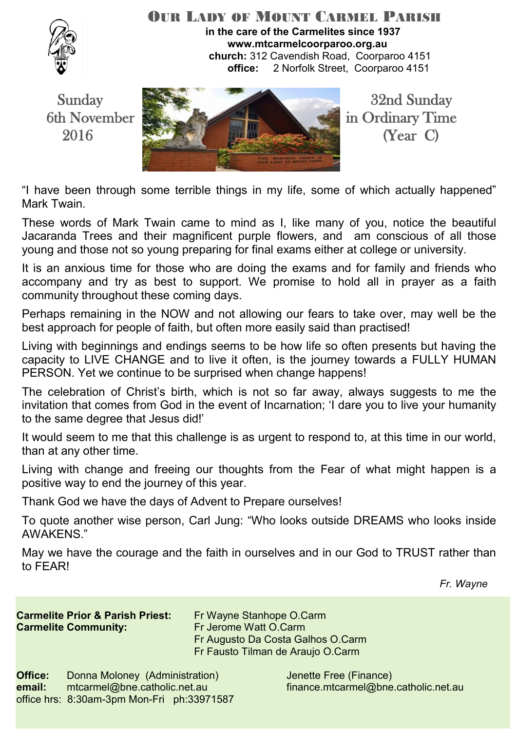# Our Lady of Mount Carmel Parish

**in the care of the Carmelites since 1937**
**www.mtcarmelcoorparoo.org.au**
**church:** 312 Cavendish Road, Coorparoo 4151
**office:** 2 Norfolk Street, Coorparoo 4151

Sunday 6th November 2016

32nd Sunday in Ordinary Time (Year C)

"I have been through some terrible things in my life, some of which actually happened" Mark Twain.

These words of Mark Twain came to mind as I, like many of you, notice the beautiful Jacaranda Trees and their magnificent purple flowers, and am conscious of all those young and those not so young preparing for final exams either at college or university.

It is an anxious time for those who are doing the exams and for family and friends who accompany and try as best to support. We promise to hold all in prayer as a faith community throughout these coming days.

Perhaps remaining in the NOW and not allowing our fears to take over, may well be the best approach for people of faith, but often more easily said than practised!

Living with beginnings and endings seems to be how life so often presents but having the capacity to LIVE CHANGE and to live it often, is the journey towards a FULLY HUMAN PERSON. Yet we continue to be surprised when change happens!

The celebration of Christ's birth, which is not so far away, always suggests to me the invitation that comes from God in the event of Incarnation; 'I dare you to live your humanity to the same degree that Jesus did!'

It would seem to me that this challenge is as urgent to respond to, at this time in our world, than at any other time.

Living with change and freeing our thoughts from the Fear of what might happen is a positive way to end the journey of this year.

Thank God we have the days of Advent to Prepare ourselves!

To quote another wise person, Carl Jung: "Who looks outside DREAMS who looks inside AWAKENS."

May we have the courage and the faith in ourselves and in our God to TRUST rather than to FEAR!

*Fr. Wayne*

**Carmelite Prior & Parish Priest:** Fr Wayne Stanhope O.Carm
**Carmelite Community:** Fr Jerome Watt O.Carm
Fr Augusto Da Costa Galhos O.Carm
Fr Fausto Tilman de Araujo O.Carm

**Office:** Donna Moloney (Administration) — Jenette Free (Finance)
**email:** mtcarmel@bne.catholic.net.au — finance.mtcarmel@bne.catholic.net.au
office hrs: 8:30am-3pm Mon-Fri ph:33971587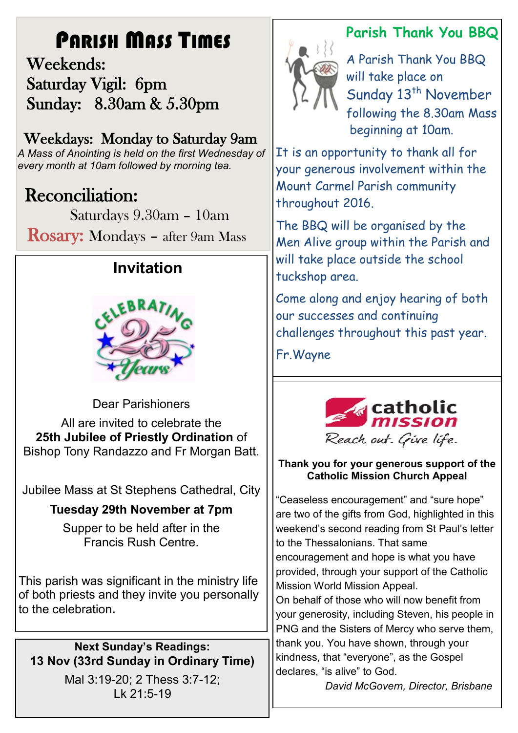# Parish Mass Times

**Weekends:**
Saturday Vigil: 6pm
Sunday: 8.30am & 5.30pm

**Weekdays: Monday to Saturday 9am**

*A Mass of Anointing is held on the first Wednesday of every month at 10am followed by morning tea.*

## Reconciliation:

Saturdays 9.30am – 10am

**Rosary:** Mondays – after 9am Mass

## Invitation

Dear Parishioners

All are invited to celebrate the **25th Jubilee of Priestly Ordination** of Bishop Tony Randazzo and Fr Morgan Batt.

Jubilee Mass at St Stephens Cathedral, City

**Tuesday 29th November at 7pm**

Supper to be held after in the Francis Rush Centre.

This parish was significant in the ministry life of both priests and they invite you personally to the celebration.

**Next Sunday's Readings:**
**13 Nov (33rd Sunday in Ordinary Time)**
Mal 3:19-20; 2 Thess 3:7-12; Lk 21:5-19

## Parish Thank You BBQ

A Parish Thank You BBQ will take place on Sunday 13th November following the 8.30am Mass beginning at 10am.

It is an opportunity to thank all for your generous involvement within the Mount Carmel Parish community throughout 2016.

The BBQ will be organised by the Men Alive group within the Parish and will take place outside the school tuckshop area.

Come along and enjoy hearing of both our successes and continuing challenges throughout this past year.

Fr.Wayne

catholic mission
Reach out. Give life.

**Thank you for your generous support of the Catholic Mission Church Appeal**

"Ceaseless encouragement" and "sure hope" are two of the gifts from God, highlighted in this weekend's second reading from St Paul's letter to the Thessalonians. That same encouragement and hope is what you have provided, through your support of the Catholic Mission World Mission Appeal.

On behalf of those who will now benefit from your generosity, including Steven, his people in PNG and the Sisters of Mercy who serve them, thank you. You have shown, through your kindness, that "everyone", as the Gospel declares, "is alive" to God.

*David McGovern, Director, Brisbane*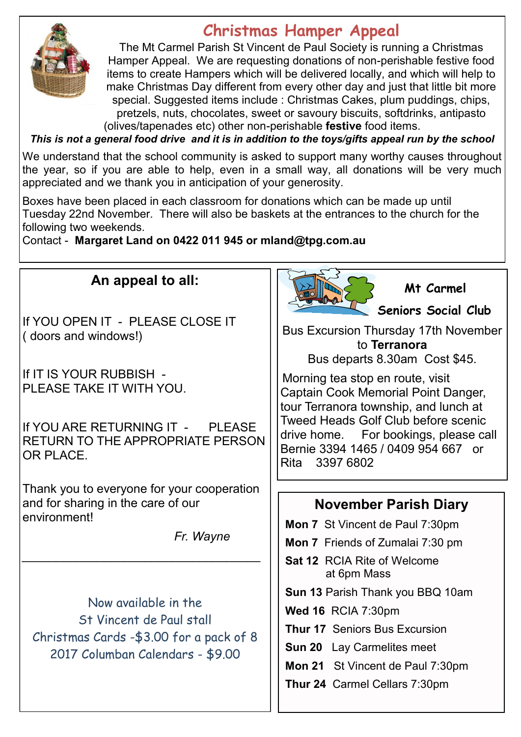## Christmas Hamper Appeal

The Mt Carmel Parish St Vincent de Paul Society is running a Christmas Hamper Appeal. We are requesting donations of non-perishable festive food items to create Hampers which will be delivered locally, and which will help to make Christmas Day different from every other day and just that little bit more special. Suggested items include : Christmas Cakes, plum puddings, chips, pretzels, nuts, chocolates, sweet or savoury biscuits, softdrinks, antipasto (olives/tapenades etc) other non-perishable **festive** food items.

***This is not a general food drive and it is in addition to the toys/gifts appeal run by the school***

We understand that the school community is asked to support many worthy causes throughout the year, so if you are able to help, even in a small way, all donations will be very much appreciated and we thank you in anticipation of your generosity.

Boxes have been placed in each classroom for donations which can be made up until Tuesday 22nd November. There will also be baskets at the entrances to the church for the following two weekends.

Contact - **Margaret Land on 0422 011 945 or mland@tpg.com.au**

## An appeal to all:

If YOU OPEN IT - PLEASE CLOSE IT ( doors and windows!)

If IT IS YOUR RUBBISH - PLEASE TAKE IT WITH YOU.

If YOU ARE RETURNING IT - PLEASE RETURN TO THE APPROPRIATE PERSON OR PLACE.

Thank you to everyone for your cooperation and for sharing in the care of our environment!

*Fr. Wayne*

---

Now available in the St Vincent de Paul stall

Christmas Cards -$3.00 for a pack of 8

2017 Columban Calendars - $9.00

## Mt Carmel Seniors Social Club

Bus Excursion Thursday 17th November to **Terranora**

Bus departs 8.30am Cost $45.

Morning tea stop en route, visit Captain Cook Memorial Point Danger, tour Terranora township, and lunch at Tweed Heads Golf Club before scenic drive home. For bookings, please call Bernie 3394 1465 / 0409 954 667 or Rita 3397 6802

## November Parish Diary

**Mon 7** St Vincent de Paul 7:30pm

**Mon 7** Friends of Zumalai 7:30 pm

**Sat 12** RCIA Rite of Welcome at 6pm Mass

**Sun 13** Parish Thank you BBQ 10am

**Wed 16** RCIA 7:30pm

**Thur 17** Seniors Bus Excursion

**Sun 20** Lay Carmelites meet

**Mon 21** St Vincent de Paul 7:30pm

**Thur 24** Carmel Cellars 7:30pm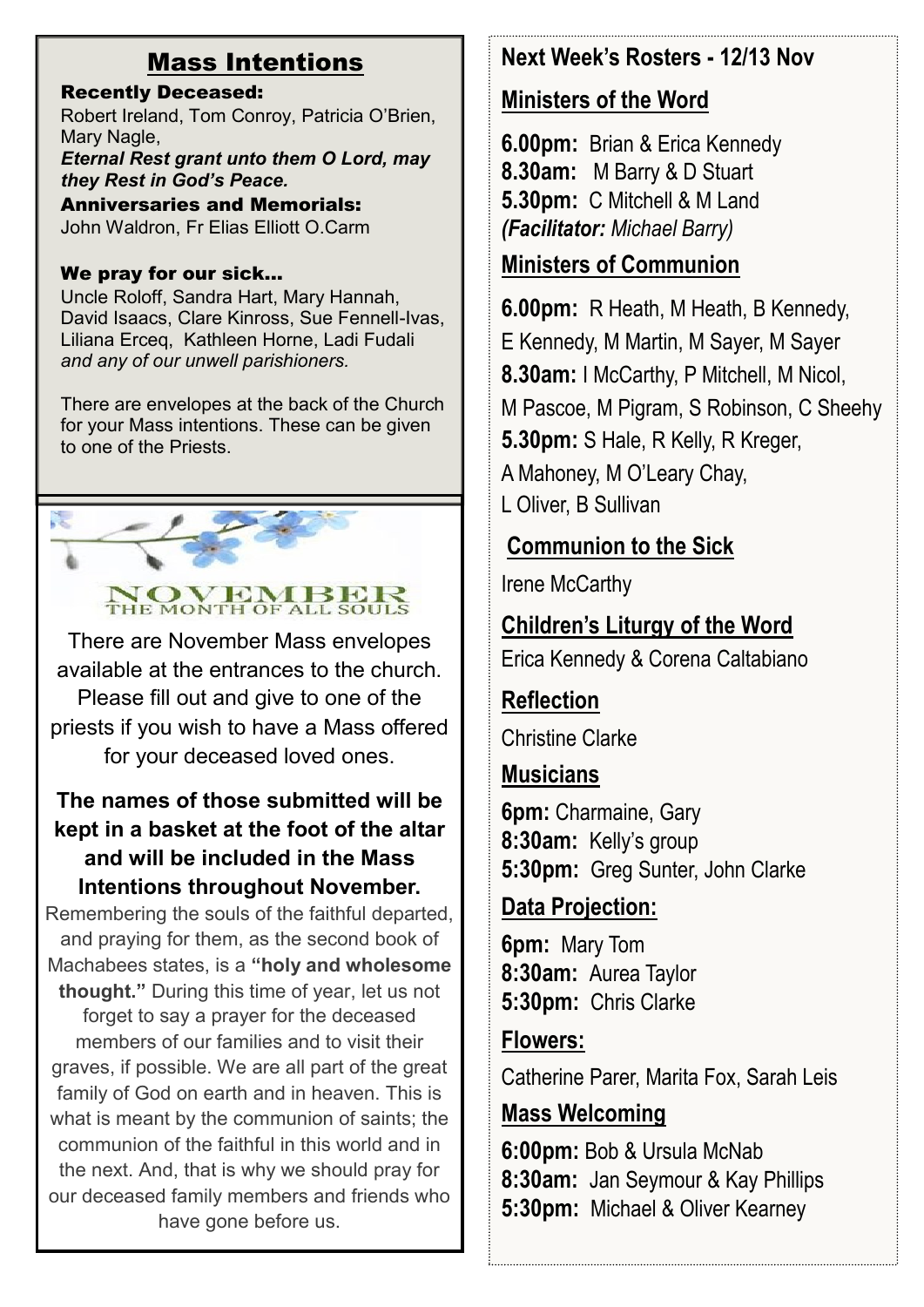## Mass Intentions

**Recently Deceased:**

Robert Ireland, Tom Conroy, Patricia O'Brien, Mary Nagle,

***Eternal Rest grant unto them O Lord, may they Rest in God's Peace.***

**Anniversaries and Memorials:**

John Waldron, Fr Elias Elliott O.Carm

**We pray for our sick…**

Uncle Roloff, Sandra Hart, Mary Hannah, David Isaacs, Clare Kinross, Sue Fennell-Ivas, Liliana Erceq, Kathleen Horne, Ladi Fudali *and any of our unwell parishioners.*

There are envelopes at the back of the Church for your Mass intentions. These can be given to one of the Priests.

NOVEMBER
THE MONTH OF ALL SOULS

There are November Mass envelopes available at the entrances to the church. Please fill out and give to one of the priests if you wish to have a Mass offered for your deceased loved ones.

**The names of those submitted will be kept in a basket at the foot of the altar and will be included in the Mass Intentions throughout November.**

Remembering the souls of the faithful departed, and praying for them, as the second book of Machabees states, is a **"holy and wholesome thought."** During this time of year, let us not forget to say a prayer for the deceased members of our families and to visit their graves, if possible. We are all part of the great family of God on earth and in heaven. This is what is meant by the communion of saints; the communion of the faithful in this world and in the next. And, that is why we should pray for our deceased family members and friends who have gone before us.

## Next Week's Rosters - 12/13 Nov

### Ministers of the Word

**6.00pm:** Brian & Erica Kennedy
**8.30am:** M Barry & D Stuart
**5.30pm:** C Mitchell & M Land
***(Facilitator:** Michael Barry)*

### Ministers of Communion

**6.00pm:** R Heath, M Heath, B Kennedy, E Kennedy, M Martin, M Sayer, M Sayer
**8.30am:** I McCarthy, P Mitchell, M Nicol, M Pascoe, M Pigram, S Robinson, C Sheehy
**5.30pm:** S Hale, R Kelly, R Kreger, A Mahoney, M O'Leary Chay, L Oliver, B Sullivan

### Communion to the Sick

Irene McCarthy

### Children's Liturgy of the Word

Erica Kennedy & Corena Caltabiano

### Reflection

Christine Clarke

### Musicians

**6pm:** Charmaine, Gary
**8:30am:** Kelly's group
**5:30pm:** Greg Sunter, John Clarke

### Data Projection:

**6pm:** Mary Tom
**8:30am:** Aurea Taylor
**5:30pm:** Chris Clarke

### Flowers:

Catherine Parer, Marita Fox, Sarah Leis

### Mass Welcoming

**6:00pm:** Bob & Ursula McNab
**8:30am:** Jan Seymour & Kay Phillips
**5:30pm:** Michael & Oliver Kearney